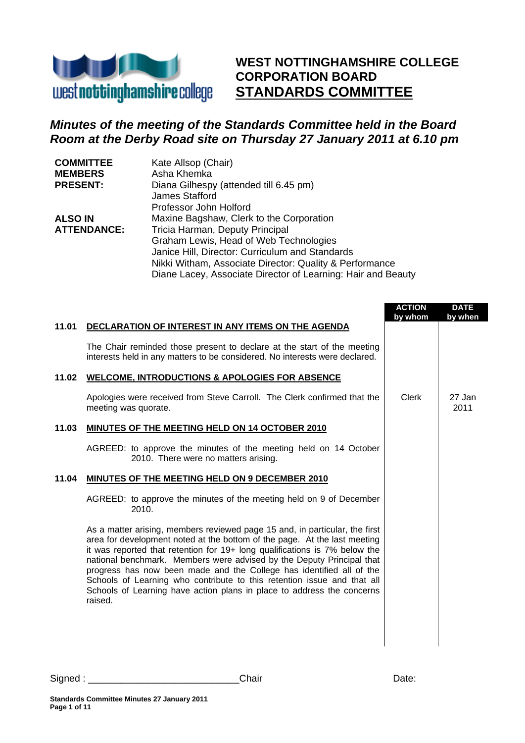# WEST NOTTINGHAMSHIRE COLLEGE CORPORATION BOARD
## STANDARDS COMMITTEE

***Minutes of the meeting of the Standards Committee held in the Board Room at the Derby Road site on Thursday 27 January 2011 at 6.10 pm***

| | |
|---|---|
| **COMMITTEE MEMBERS PRESENT:** | Kate Allsop (Chair)<br>Asha Khemka<br>Diana Gilhespy (attended till 6.45 pm)<br>James Stafford<br>Professor John Holford |
| **ALSO IN ATTENDANCE:** | Maxine Bagshaw, Clerk to the Corporation<br>Tricia Harman, Deputy Principal<br>Graham Lewis, Head of Web Technologies<br>Janice Hill, Director: Curriculum and Standards<br>Nikki Witham, Associate Director: Quality & Performance<br>Diane Lacey, Associate Director of Learning: Hair and Beauty |

| | | ACTION by whom | DATE by when |
|---|---|---|---|
| **11.01** | **DECLARATION OF INTEREST IN ANY ITEMS ON THE AGENDA** | | |
| | The Chair reminded those present to declare at the start of the meeting interests held in any matters to be considered. No interests were declared. | | |
| **11.02** | **WELCOME, INTRODUCTIONS & APOLOGIES FOR ABSENCE** | | |
| | Apologies were received from Steve Carroll. The Clerk confirmed that the meeting was quorate. | Clerk | 27 Jan 2011 |
| **11.03** | **MINUTES OF THE MEETING HELD ON 14 OCTOBER 2010** | | |
| | AGREED: to approve the minutes of the meeting held on 14 October 2010. There were no matters arising. | | |
| **11.04** | **MINUTES OF THE MEETING HELD ON 9 DECEMBER 2010** | | |
| | AGREED: to approve the minutes of the meeting held on 9 of December 2010. | | |
| | As a matter arising, members reviewed page 15 and, in particular, the first area for development noted at the bottom of the page. At the last meeting it was reported that retention for 19+ long qualifications is 7% below the national benchmark. Members were advised by the Deputy Principal that progress has now been made and the College has identified all of the Schools of Learning who contribute to this retention issue and that all Schools of Learning have action plans in place to address the concerns raised. | | |

Signed : ____________________________Chair Date: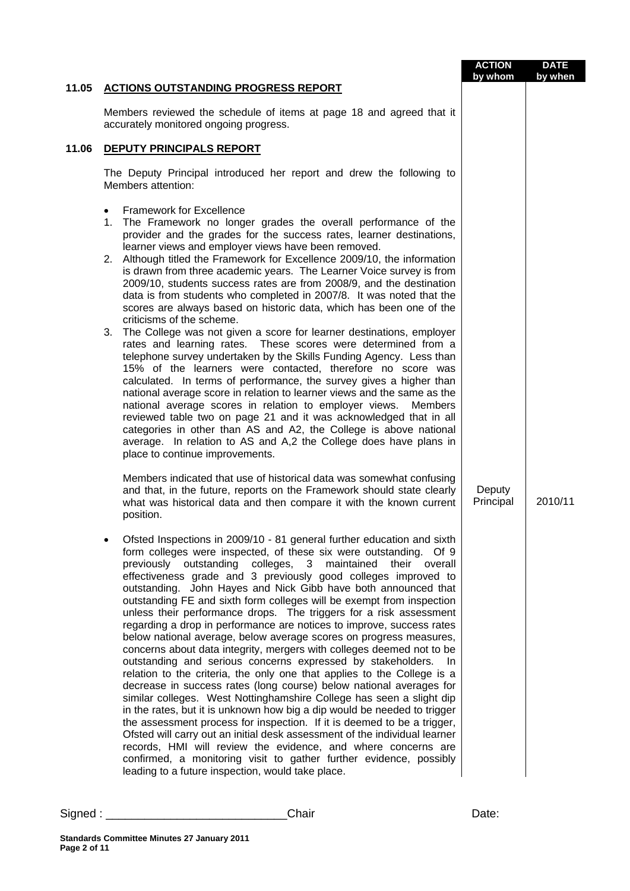| | | ACTION by whom | DATE by when |
|---|---|---|---|
| **11.05** | **ACTIONS OUTSTANDING PROGRESS REPORT** | | |

Members reviewed the schedule of items at page 18 and agreed that it accurately monitored ongoing progress.

## 11.06 DEPUTY PRINCIPALS REPORT

The Deputy Principal introduced her report and drew the following to Members attention:

- Framework for Excellence

1. The Framework no longer grades the overall performance of the provider and the grades for the success rates, learner destinations, learner views and employer views have been removed.
2. Although titled the Framework for Excellence 2009/10, the information is drawn from three academic years. The Learner Voice survey is from 2009/10, students success rates are from 2008/9, and the destination data is from students who completed in 2007/8. It was noted that the scores are always based on historic data, which has been one of the criticisms of the scheme.
3. The College was not given a score for learner destinations, employer rates and learning rates. These scores were determined from a telephone survey undertaken by the Skills Funding Agency. Less than 15% of the learners were contacted, therefore no score was calculated. In terms of performance, the survey gives a higher than national average score in relation to learner views and the same as the national average scores in relation to employer views. Members reviewed table two on page 21 and it was acknowledged that in all categories in other than AS and A2, the College is above national average. In relation to AS and A,2 the College does have plans in place to continue improvements.

Members indicated that use of historical data was somewhat confusing and that, in the future, reports on the Framework should state clearly what was historical data and then compare it with the known current position. — **Action:** Deputy Principal — **Date:** 2010/11

- Ofsted Inspections in 2009/10 - 81 general further education and sixth form colleges were inspected, of these six were outstanding. Of 9 previously outstanding colleges, 3 maintained their overall effectiveness grade and 3 previously good colleges improved to outstanding. John Hayes and Nick Gibb have both announced that outstanding FE and sixth form colleges will be exempt from inspection unless their performance drops. The triggers for a risk assessment regarding a drop in performance are notices to improve, success rates below national average, below average scores on progress measures, concerns about data integrity, mergers with colleges deemed not to be outstanding and serious concerns expressed by stakeholders. In relation to the criteria, the only one that applies to the College is a decrease in success rates (long course) below national averages for similar colleges. West Nottinghamshire College has seen a slight dip in the rates, but it is unknown how big a dip would be needed to trigger the assessment process for inspection. If it is deemed to be a trigger, Ofsted will carry out an initial desk assessment of the individual learner records, HMI will review the evidence, and where concerns are confirmed, a monitoring visit to gather further evidence, possibly leading to a future inspection, would take place.

Signed : ____________________________Chair Date:

**Standards Committee Minutes 27 January 2011**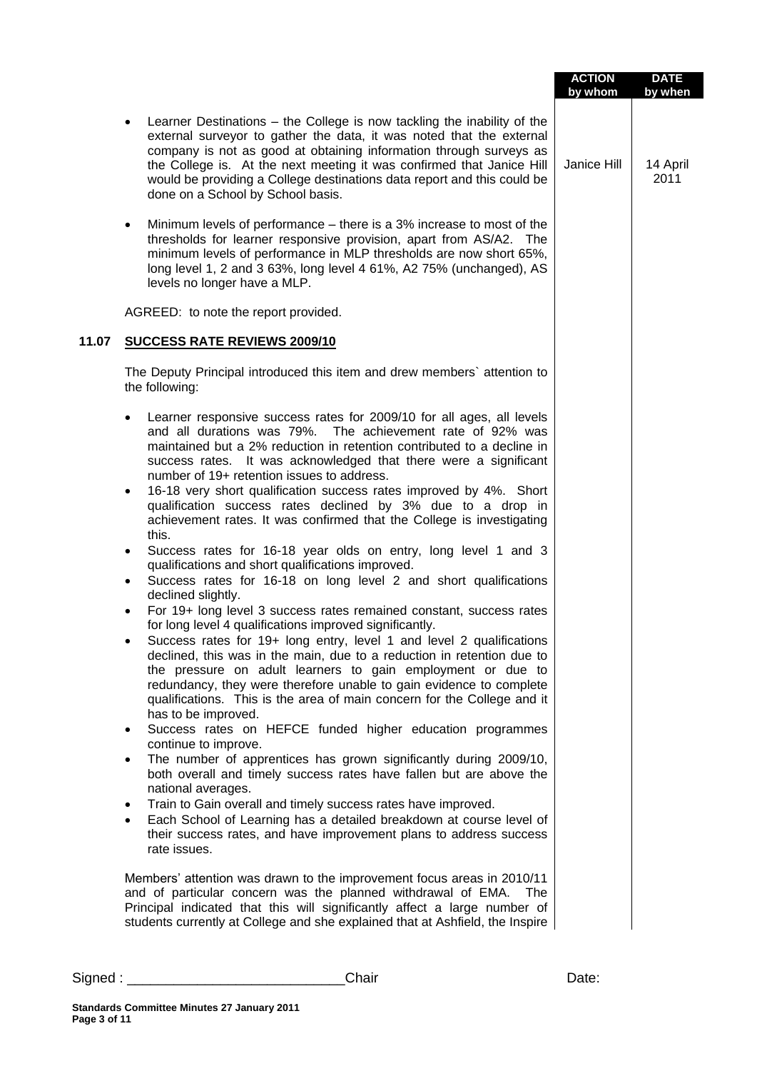| | ACTION by whom | DATE by when |
|---|---|---|
| • Learner Destinations – the College is now tackling the inability of the external surveyor to gather the data, it was noted that the external company is not as good at obtaining information through surveys as the College is. At the next meeting it was confirmed that Janice Hill would be providing a College destinations data report and this could be done on a School by School basis. | Janice Hill | 14 April 2011 |

- Minimum levels of performance – there is a 3% increase to most of the thresholds for learner responsive provision, apart from AS/A2. The minimum levels of performance in MLP thresholds are now short 65%, long level 1, 2 and 3 63%, long level 4 61%, A2 75% (unchanged), AS levels no longer have a MLP.

AGREED: to note the report provided.

## 11.07 SUCCESS RATE REVIEWS 2009/10

The Deputy Principal introduced this item and drew members` attention to the following:

- Learner responsive success rates for 2009/10 for all ages, all levels and all durations was 79%. The achievement rate of 92% was maintained but a 2% reduction in retention contributed to a decline in success rates. It was acknowledged that there were a significant number of 19+ retention issues to address.
- 16-18 very short qualification success rates improved by 4%. Short qualification success rates declined by 3% due to a drop in achievement rates. It was confirmed that the College is investigating this.
- Success rates for 16-18 year olds on entry, long level 1 and 3 qualifications and short qualifications improved.
- Success rates for 16-18 on long level 2 and short qualifications declined slightly.
- For 19+ long level 3 success rates remained constant, success rates for long level 4 qualifications improved significantly.
- Success rates for 19+ long entry, level 1 and level 2 qualifications declined, this was in the main, due to a reduction in retention due to the pressure on adult learners to gain employment or due to redundancy, they were therefore unable to gain evidence to complete qualifications. This is the area of main concern for the College and it has to be improved.
- Success rates on HEFCE funded higher education programmes continue to improve.
- The number of apprentices has grown significantly during 2009/10, both overall and timely success rates have fallen but are above the national averages.
- Train to Gain overall and timely success rates have improved.
- Each School of Learning has a detailed breakdown at course level of their success rates, and have improvement plans to address success rate issues.

Members' attention was drawn to the improvement focus areas in 2010/11 and of particular concern was the planned withdrawal of EMA. The Principal indicated that this will significantly affect a large number of students currently at College and she explained that at Ashfield, the Inspire

Signed : ____________________________Chair Date:

**Standards Committee Minutes 27 January 2011**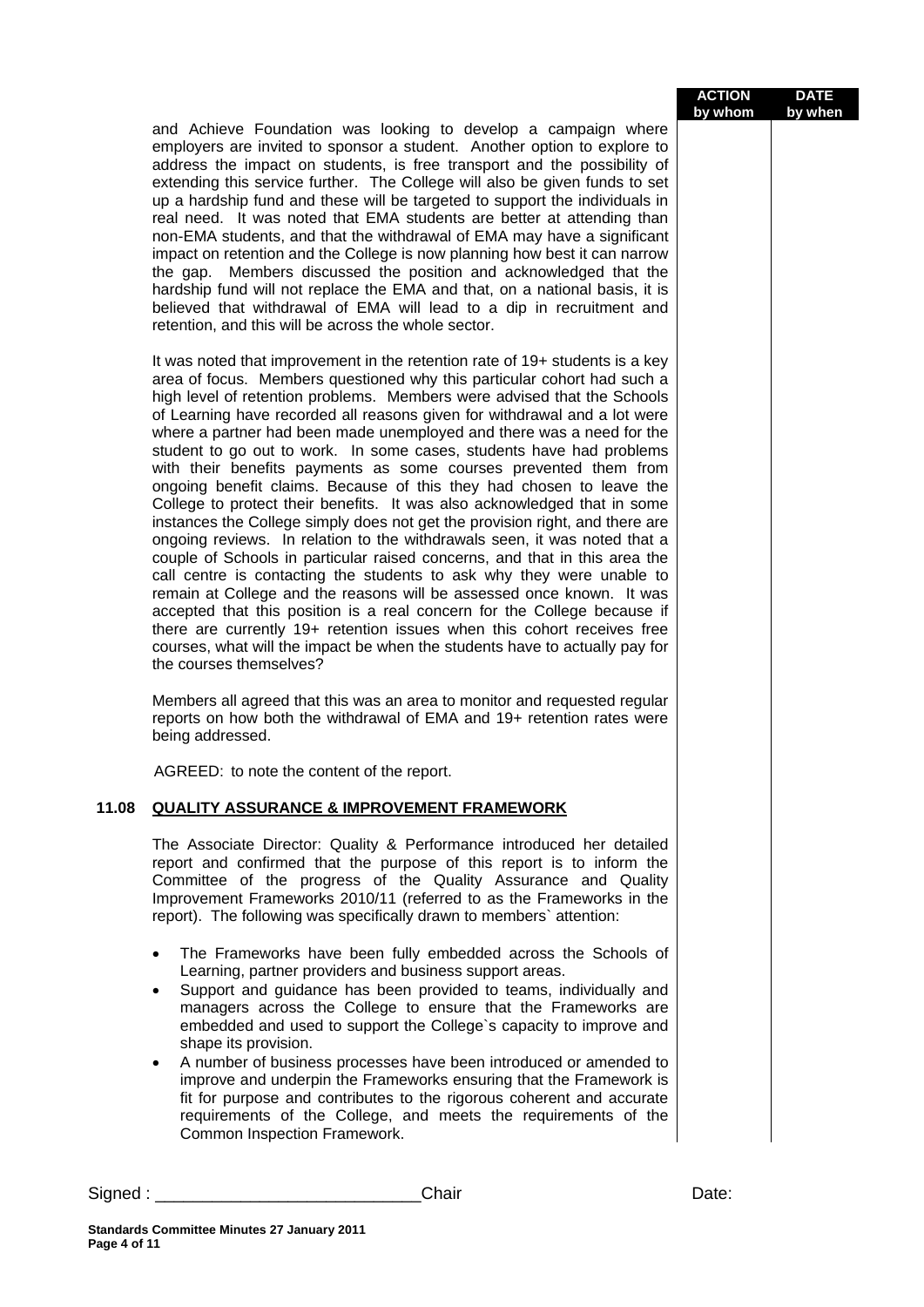| | ACTION by whom | DATE by when |
|---|---|---|

and Achieve Foundation was looking to develop a campaign where employers are invited to sponsor a student. Another option to explore to address the impact on students, is free transport and the possibility of extending this service further. The College will also be given funds to set up a hardship fund and these will be targeted to support the individuals in real need. It was noted that EMA students are better at attending than non-EMA students, and that the withdrawal of EMA may have a significant impact on retention and the College is now planning how best it can narrow the gap. Members discussed the position and acknowledged that the hardship fund will not replace the EMA and that, on a national basis, it is believed that withdrawal of EMA will lead to a dip in recruitment and retention, and this will be across the whole sector.

It was noted that improvement in the retention rate of 19+ students is a key area of focus. Members questioned why this particular cohort had such a high level of retention problems. Members were advised that the Schools of Learning have recorded all reasons given for withdrawal and a lot were where a partner had been made unemployed and there was a need for the student to go out to work. In some cases, students have had problems with their benefits payments as some courses prevented them from ongoing benefit claims. Because of this they had chosen to leave the College to protect their benefits. It was also acknowledged that in some instances the College simply does not get the provision right, and there are ongoing reviews. In relation to the withdrawals seen, it was noted that a couple of Schools in particular raised concerns, and that in this area the call centre is contacting the students to ask why they were unable to remain at College and the reasons will be assessed once known. It was accepted that this position is a real concern for the College because if there are currently 19+ retention issues when this cohort receives free courses, what will the impact be when the students have to actually pay for the courses themselves?

Members all agreed that this was an area to monitor and requested regular reports on how both the withdrawal of EMA and 19+ retention rates were being addressed.

AGREED: to note the content of the report.

## 11.08 QUALITY ASSURANCE & IMPROVEMENT FRAMEWORK

The Associate Director: Quality & Performance introduced her detailed report and confirmed that the purpose of this report is to inform the Committee of the progress of the Quality Assurance and Quality Improvement Frameworks 2010/11 (referred to as the Frameworks in the report). The following was specifically drawn to members` attention:

- The Frameworks have been fully embedded across the Schools of Learning, partner providers and business support areas.
- Support and guidance has been provided to teams, individually and managers across the College to ensure that the Frameworks are embedded and used to support the College`s capacity to improve and shape its provision.
- A number of business processes have been introduced or amended to improve and underpin the Frameworks ensuring that the Framework is fit for purpose and contributes to the rigorous coherent and accurate requirements of the College, and meets the requirements of the Common Inspection Framework.

Signed : ____________________________Chair Date: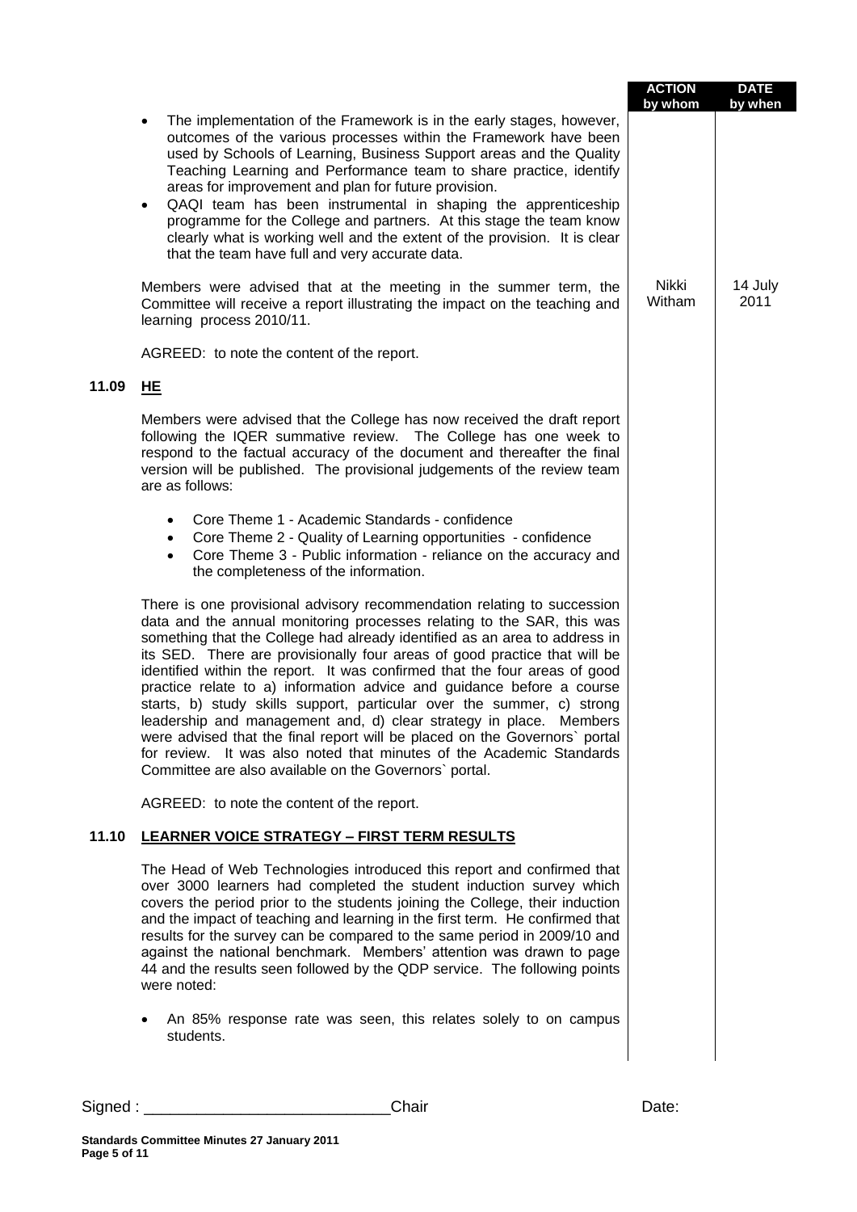| | | ACTION by whom | DATE by when |
|---|---|---|---|
| | • The implementation of the Framework is in the early stages, however, outcomes of the various processes within the Framework have been used by Schools of Learning, Business Support areas and the Quality Teaching Learning and Performance team to share practice, identify areas for improvement and plan for future provision.<br>• QAQI team has been instrumental in shaping the apprenticeship programme for the College and partners. At this stage the team know clearly what is working well and the extent of the provision. It is clear that the team have full and very accurate data. | | |
| | Members were advised that at the meeting in the summer term, the Committee will receive a report illustrating the impact on the teaching and learning process 2010/11. | Nikki Witham | 14 July 2011 |
| | AGREED: to note the content of the report. | | |
| **11.09** | **<u>HE</u>** | | |
| | Members were advised that the College has now received the draft report following the IQER summative review. The College has one week to respond to the factual accuracy of the document and thereafter the final version will be published. The provisional judgements of the review team are as follows:<br>• Core Theme 1 - Academic Standards - confidence<br>• Core Theme 2 - Quality of Learning opportunities - confidence<br>• Core Theme 3 - Public information - reliance on the accuracy and the completeness of the information. | | |
| | There is one provisional advisory recommendation relating to succession data and the annual monitoring processes relating to the SAR, this was something that the College had already identified as an area to address in its SED. There are provisionally four areas of good practice that will be identified within the report. It was confirmed that the four areas of good practice relate to a) information advice and guidance before a course starts, b) study skills support, particular over the summer, c) strong leadership and management and, d) clear strategy in place. Members were advised that the final report will be placed on the Governors` portal for review. It was also noted that minutes of the Academic Standards Committee are also available on the Governors` portal. | | |
| | AGREED: to note the content of the report. | | |
| **11.10** | **<u>LEARNER VOICE STRATEGY – FIRST TERM RESULTS</u>** | | |
| | The Head of Web Technologies introduced this report and confirmed that over 3000 learners had completed the student induction survey which covers the period prior to the students joining the College, their induction and the impact of teaching and learning in the first term. He confirmed that results for the survey can be compared to the same period in 2009/10 and against the national benchmark. Members' attention was drawn to page 44 and the results seen followed by the QDP service. The following points were noted:<br>• An 85% response rate was seen, this relates solely to on campus students. | | |

Signed : ____________________________Chair Date: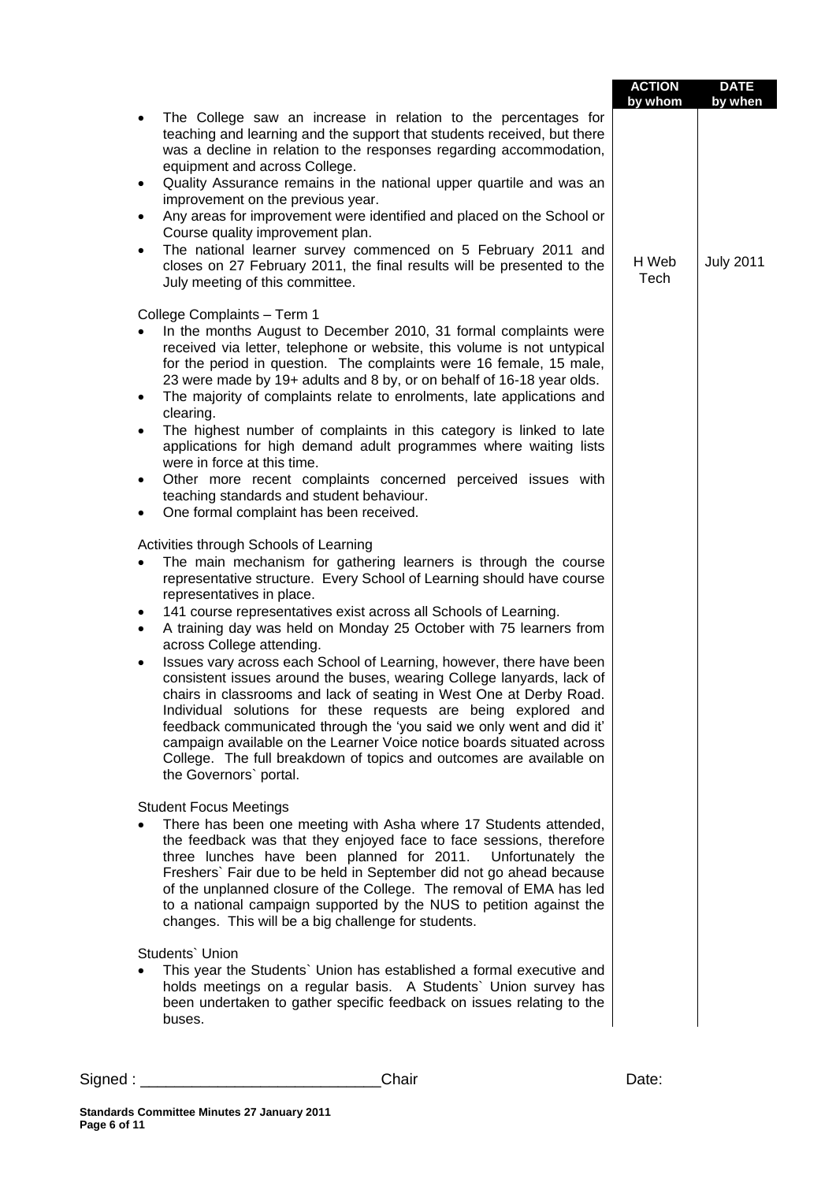| | ACTION by whom | DATE by when |
|---|---|---|
| <ul><li>The College saw an increase in relation to the percentages for teaching and learning and the support that students received, but there was a decline in relation to the responses regarding accommodation, equipment and across College.</li><li>Quality Assurance remains in the national upper quartile and was an improvement on the previous year.</li><li>Any areas for improvement were identified and placed on the School or Course quality improvement plan.</li><li>The national learner survey commenced on 5 February 2011 and closes on 27 February 2011, the final results will be presented to the July meeting of this committee.</li></ul> | H Web Tech | July 2011 |
| College Complaints – Term 1<ul><li>In the months August to December 2010, 31 formal complaints were received via letter, telephone or website, this volume is not untypical for the period in question. The complaints were 16 female, 15 male, 23 were made by 19+ adults and 8 by, or on behalf of 16-18 year olds.</li><li>The majority of complaints relate to enrolments, late applications and clearing.</li><li>The highest number of complaints in this category is linked to late applications for high demand adult programmes where waiting lists were in force at this time.</li><li>Other more recent complaints concerned perceived issues with teaching standards and student behaviour.</li><li>One formal complaint has been received.</li></ul> | | |
| Activities through Schools of Learning<ul><li>The main mechanism for gathering learners is through the course representative structure. Every School of Learning should have course representatives in place.</li><li>141 course representatives exist across all Schools of Learning.</li><li>A training day was held on Monday 25 October with 75 learners from across College attending.</li><li>Issues vary across each School of Learning, however, there have been consistent issues around the buses, wearing College lanyards, lack of chairs in classrooms and lack of seating in West One at Derby Road. Individual solutions for these requests are being explored and feedback communicated through the 'you said we only went and did it' campaign available on the Learner Voice notice boards situated across College. The full breakdown of topics and outcomes are available on the Governors` portal.</li></ul> | | |
| Student Focus Meetings<ul><li>There has been one meeting with Asha where 17 Students attended, the feedback was that they enjoyed face to face sessions, therefore three lunches have been planned for 2011. Unfortunately the Freshers` Fair due to be held in September did not go ahead because of the unplanned closure of the College. The removal of EMA has led to a national campaign supported by the NUS to petition against the changes. This will be a big challenge for students.</li></ul> | | |
| Students` Union<ul><li>This year the Students` Union has established a formal executive and holds meetings on a regular basis. A Students` Union survey has been undertaken to gather specific feedback on issues relating to the buses.</li></ul> | | |

Signed : ____________________________Chair Date: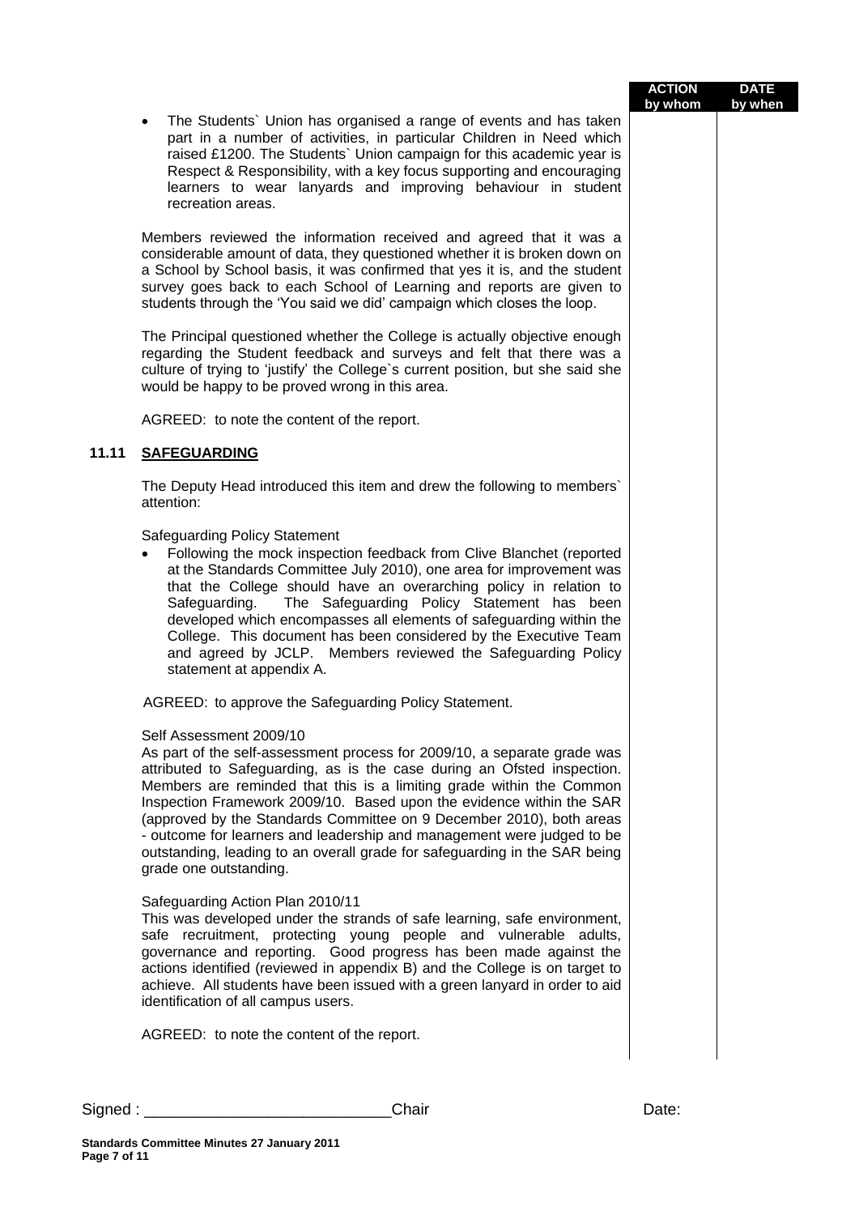| | | ACTION by whom | DATE by when |
|---|---|---|---|

- The Students` Union has organised a range of events and has taken part in a number of activities, in particular Children in Need which raised £1200. The Students` Union campaign for this academic year is Respect & Responsibility, with a key focus supporting and encouraging learners to wear lanyards and improving behaviour in student recreation areas.

Members reviewed the information received and agreed that it was a considerable amount of data, they questioned whether it is broken down on a School by School basis, it was confirmed that yes it is, and the student survey goes back to each School of Learning and reports are given to students through the 'You said we did' campaign which closes the loop.

The Principal questioned whether the College is actually objective enough regarding the Student feedback and surveys and felt that there was a culture of trying to 'justify' the College`s current position, but she said she would be happy to be proved wrong in this area.

AGREED: to note the content of the report.

## 11.11 SAFEGUARDING

The Deputy Head introduced this item and drew the following to members` attention:

Safeguarding Policy Statement

- Following the mock inspection feedback from Clive Blanchet (reported at the Standards Committee July 2010), one area for improvement was that the College should have an overarching policy in relation to Safeguarding. The Safeguarding Policy Statement has been developed which encompasses all elements of safeguarding within the College. This document has been considered by the Executive Team and agreed by JCLP. Members reviewed the Safeguarding Policy statement at appendix A.

AGREED: to approve the Safeguarding Policy Statement.

Self Assessment 2009/10

As part of the self-assessment process for 2009/10, a separate grade was attributed to Safeguarding, as is the case during an Ofsted inspection. Members are reminded that this is a limiting grade within the Common Inspection Framework 2009/10. Based upon the evidence within the SAR (approved by the Standards Committee on 9 December 2010), both areas - outcome for learners and leadership and management were judged to be outstanding, leading to an overall grade for safeguarding in the SAR being grade one outstanding.

Safeguarding Action Plan 2010/11

This was developed under the strands of safe learning, safe environment, safe recruitment, protecting young people and vulnerable adults, governance and reporting. Good progress has been made against the actions identified (reviewed in appendix B) and the College is on target to achieve. All students have been issued with a green lanyard in order to aid identification of all campus users.

AGREED: to note the content of the report.

Signed : ____________________________Chair Date:

**Standards Committee Minutes 27 January 2011**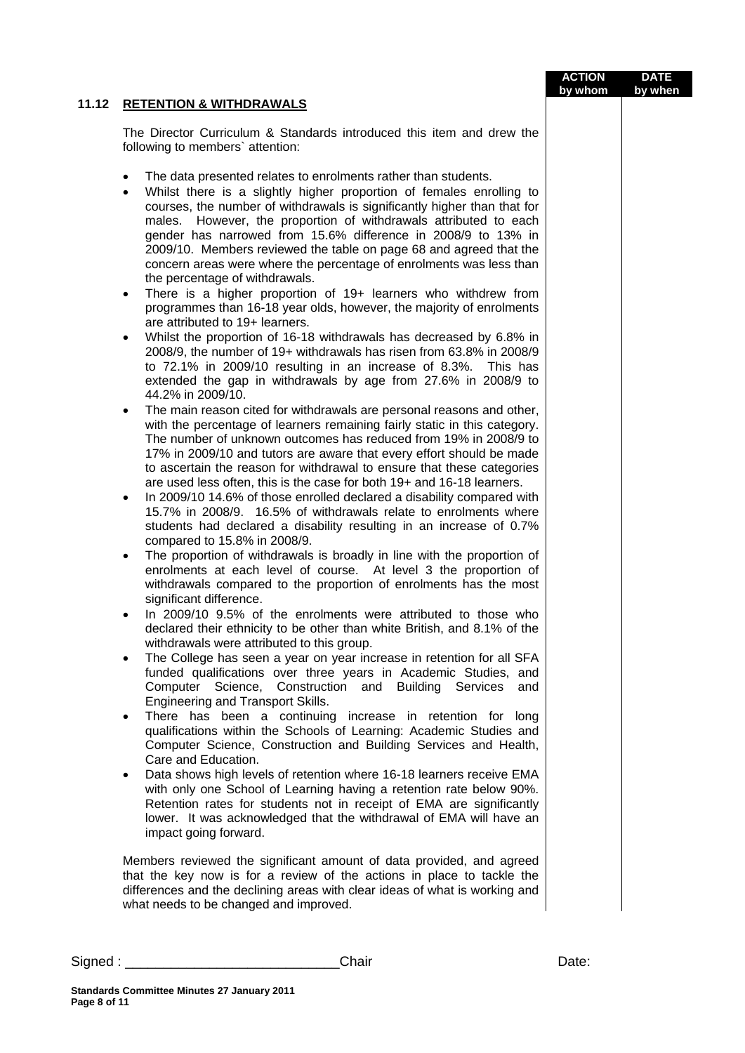| | | ACTION by whom | DATE by when |
|---|---|---|---|

## 11.12 RETENTION & WITHDRAWALS

The Director Curriculum & Standards introduced this item and drew the following to members` attention:

- The data presented relates to enrolments rather than students.
- Whilst there is a slightly higher proportion of females enrolling to courses, the number of withdrawals is significantly higher than that for males. However, the proportion of withdrawals attributed to each gender has narrowed from 15.6% difference in 2008/9 to 13% in 2009/10. Members reviewed the table on page 68 and agreed that the concern areas were where the percentage of enrolments was less than the percentage of withdrawals.
- There is a higher proportion of 19+ learners who withdrew from programmes than 16-18 year olds, however, the majority of enrolments are attributed to 19+ learners.
- Whilst the proportion of 16-18 withdrawals has decreased by 6.8% in 2008/9, the number of 19+ withdrawals has risen from 63.8% in 2008/9 to 72.1% in 2009/10 resulting in an increase of 8.3%. This has extended the gap in withdrawals by age from 27.6% in 2008/9 to 44.2% in 2009/10.
- The main reason cited for withdrawals are personal reasons and other, with the percentage of learners remaining fairly static in this category. The number of unknown outcomes has reduced from 19% in 2008/9 to 17% in 2009/10 and tutors are aware that every effort should be made to ascertain the reason for withdrawal to ensure that these categories are used less often, this is the case for both 19+ and 16-18 learners.
- In 2009/10 14.6% of those enrolled declared a disability compared with 15.7% in 2008/9. 16.5% of withdrawals relate to enrolments where students had declared a disability resulting in an increase of 0.7% compared to 15.8% in 2008/9.
- The proportion of withdrawals is broadly in line with the proportion of enrolments at each level of course. At level 3 the proportion of withdrawals compared to the proportion of enrolments has the most significant difference.
- In 2009/10 9.5% of the enrolments were attributed to those who declared their ethnicity to be other than white British, and 8.1% of the withdrawals were attributed to this group.
- The College has seen a year on year increase in retention for all SFA funded qualifications over three years in Academic Studies, and Computer Science, Construction and Building Services and Engineering and Transport Skills.
- There has been a continuing increase in retention for long qualifications within the Schools of Learning: Academic Studies and Computer Science, Construction and Building Services and Health, Care and Education.
- Data shows high levels of retention where 16-18 learners receive EMA with only one School of Learning having a retention rate below 90%. Retention rates for students not in receipt of EMA are significantly lower. It was acknowledged that the withdrawal of EMA will have an impact going forward.

Members reviewed the significant amount of data provided, and agreed that the key now is for a review of the actions in place to tackle the differences and the declining areas with clear ideas of what is working and what needs to be changed and improved.

Signed : ___________________________Chair Date:

**Standards Committee Minutes 27 January 2011**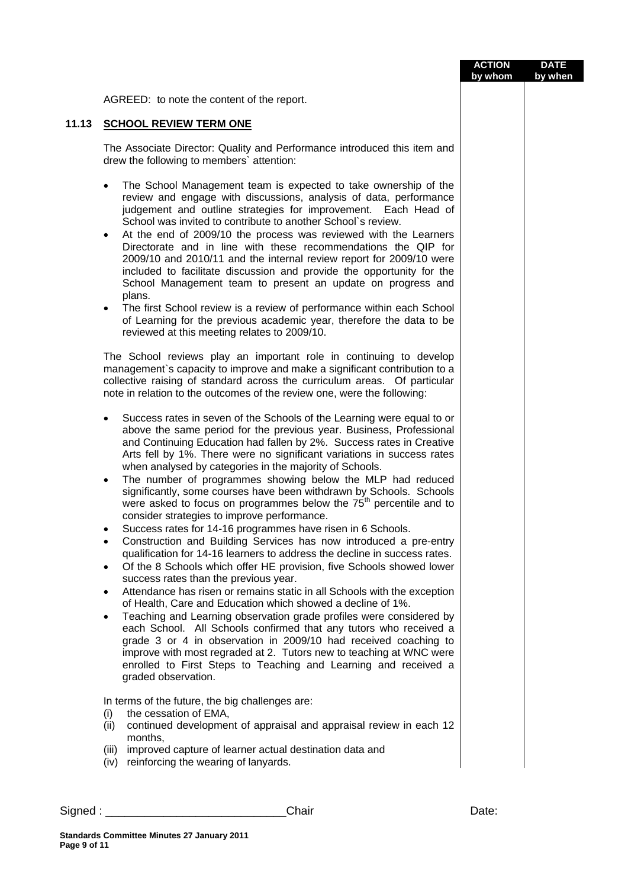| | ACTION by whom | DATE by when |
|---|---|---|

AGREED: to note the content of the report.

## 11.13 SCHOOL REVIEW TERM ONE

The Associate Director: Quality and Performance introduced this item and drew the following to members` attention:

- The School Management team is expected to take ownership of the review and engage with discussions, analysis of data, performance judgement and outline strategies for improvement. Each Head of School was invited to contribute to another School`s review.
- At the end of 2009/10 the process was reviewed with the Learners Directorate and in line with these recommendations the QIP for 2009/10 and 2010/11 and the internal review report for 2009/10 were included to facilitate discussion and provide the opportunity for the School Management team to present an update on progress and plans.
- The first School review is a review of performance within each School of Learning for the previous academic year, therefore the data to be reviewed at this meeting relates to 2009/10.

The School reviews play an important role in continuing to develop management`s capacity to improve and make a significant contribution to a collective raising of standard across the curriculum areas. Of particular note in relation to the outcomes of the review one, were the following:

- Success rates in seven of the Schools of the Learning were equal to or above the same period for the previous year. Business, Professional and Continuing Education had fallen by 2%. Success rates in Creative Arts fell by 1%. There were no significant variations in success rates when analysed by categories in the majority of Schools.
- The number of programmes showing below the MLP had reduced significantly, some courses have been withdrawn by Schools. Schools were asked to focus on programmes below the 75th percentile and to consider strategies to improve performance.
- Success rates for 14-16 programmes have risen in 6 Schools.
- Construction and Building Services has now introduced a pre-entry qualification for 14-16 learners to address the decline in success rates.
- Of the 8 Schools which offer HE provision, five Schools showed lower success rates than the previous year.
- Attendance has risen or remains static in all Schools with the exception of Health, Care and Education which showed a decline of 1%.
- Teaching and Learning observation grade profiles were considered by each School. All Schools confirmed that any tutors who received a grade 3 or 4 in observation in 2009/10 had received coaching to improve with most regraded at 2. Tutors new to teaching at WNC were enrolled to First Steps to Teaching and Learning and received a graded observation.

In terms of the future, the big challenges are:

(i) the cessation of EMA,
(ii) continued development of appraisal and appraisal review in each 12 months,
(iii) improved capture of learner actual destination data and
(iv) reinforcing the wearing of lanyards.

Signed : ____________________________Chair Date: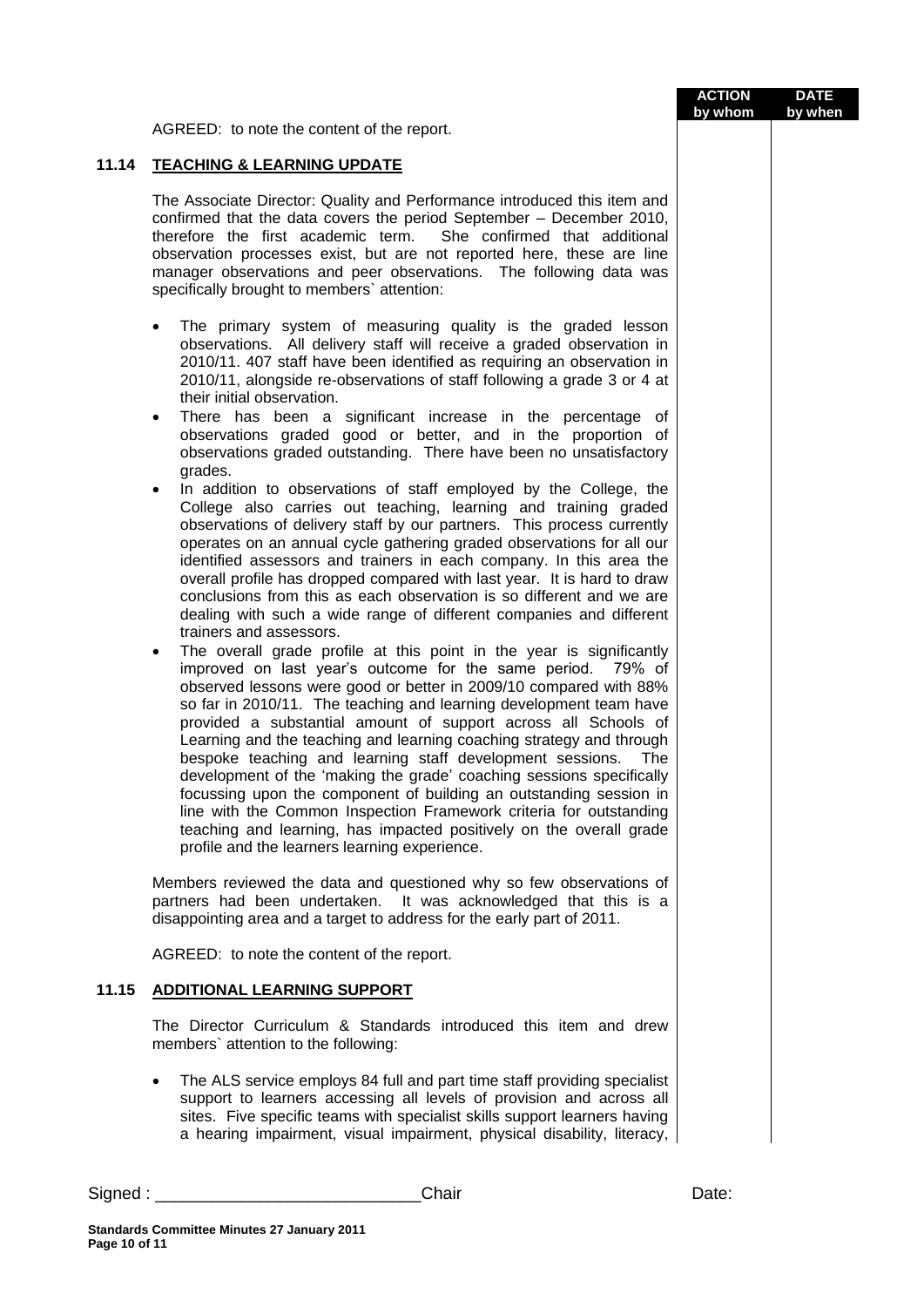| | ACTION by whom | DATE by when |
|---|---|---|

AGREED: to note the content of the report.

## 11.14 TEACHING & LEARNING UPDATE

The Associate Director: Quality and Performance introduced this item and confirmed that the data covers the period September – December 2010, therefore the first academic term. She confirmed that additional observation processes exist, but are not reported here, these are line manager observations and peer observations. The following data was specifically brought to members` attention:

- The primary system of measuring quality is the graded lesson observations. All delivery staff will receive a graded observation in 2010/11. 407 staff have been identified as requiring an observation in 2010/11, alongside re-observations of staff following a grade 3 or 4 at their initial observation.
- There has been a significant increase in the percentage of observations graded good or better, and in the proportion of observations graded outstanding. There have been no unsatisfactory grades.
- In addition to observations of staff employed by the College, the College also carries out teaching, learning and training graded observations of delivery staff by our partners. This process currently operates on an annual cycle gathering graded observations for all our identified assessors and trainers in each company. In this area the overall profile has dropped compared with last year. It is hard to draw conclusions from this as each observation is so different and we are dealing with such a wide range of different companies and different trainers and assessors.
- The overall grade profile at this point in the year is significantly improved on last year's outcome for the same period. 79% of observed lessons were good or better in 2009/10 compared with 88% so far in 2010/11. The teaching and learning development team have provided a substantial amount of support across all Schools of Learning and the teaching and learning coaching strategy and through bespoke teaching and learning staff development sessions. The development of the 'making the grade' coaching sessions specifically focussing upon the component of building an outstanding session in line with the Common Inspection Framework criteria for outstanding teaching and learning, has impacted positively on the overall grade profile and the learners learning experience.

Members reviewed the data and questioned why so few observations of partners had been undertaken. It was acknowledged that this is a disappointing area and a target to address for the early part of 2011.

AGREED: to note the content of the report.

## 11.15 ADDITIONAL LEARNING SUPPORT

The Director Curriculum & Standards introduced this item and drew members` attention to the following:

- The ALS service employs 84 full and part time staff providing specialist support to learners accessing all levels of provision and across all sites. Five specific teams with specialist skills support learners having a hearing impairment, visual impairment, physical disability, literacy,

Signed : ____________________________Chair Date:

**Standards Committee Minutes 27 January 2011**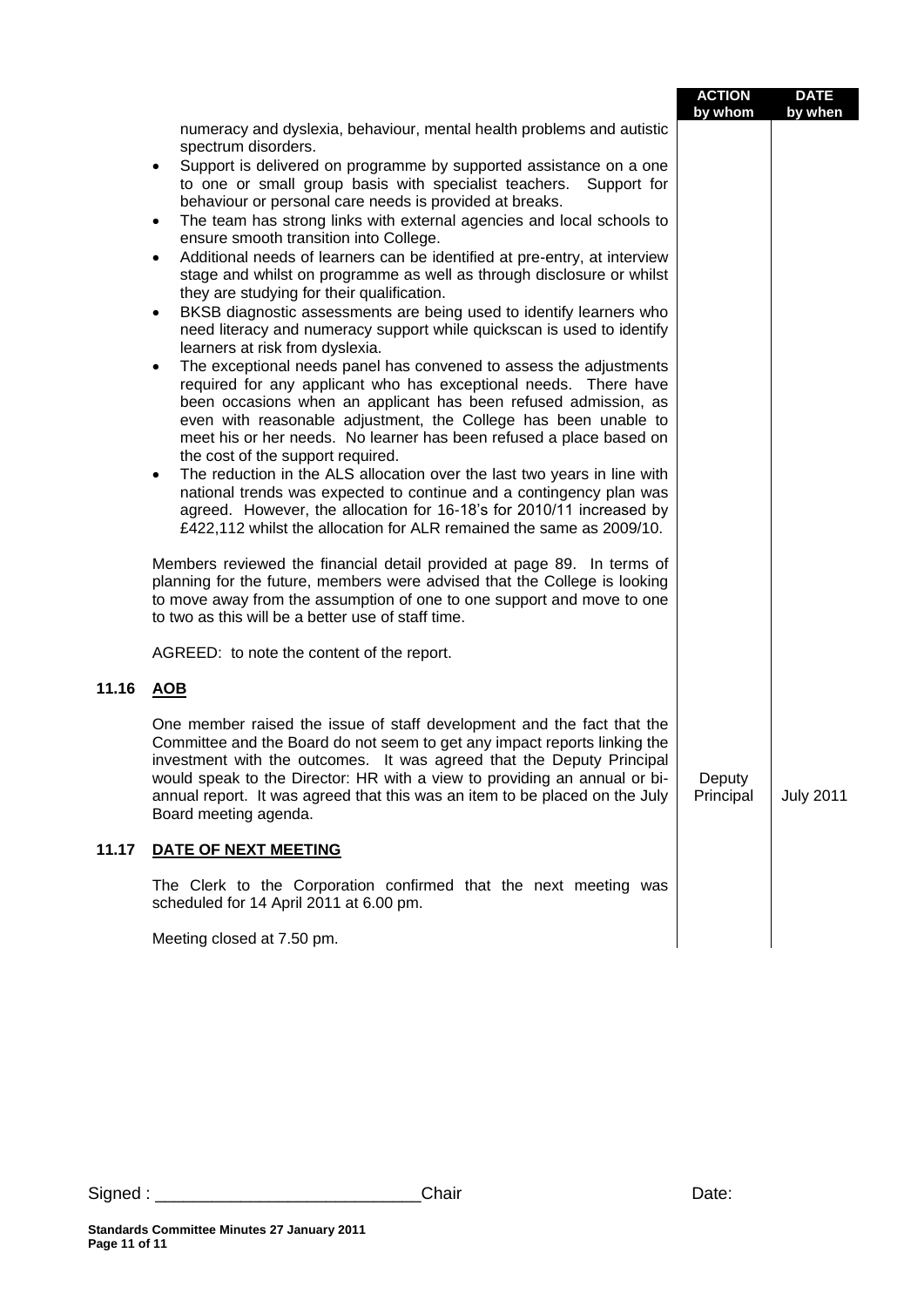| | | ACTION by whom | DATE by when |
|---|---|---|---|
| | numeracy and dyslexia, behaviour, mental health problems and autistic spectrum disorders.<br>• Support is delivered on programme by supported assistance on a one to one or small group basis with specialist teachers. Support for behaviour or personal care needs is provided at breaks.<br>• The team has strong links with external agencies and local schools to ensure smooth transition into College.<br>• Additional needs of learners can be identified at pre-entry, at interview stage and whilst on programme as well as through disclosure or whilst they are studying for their qualification.<br>• BKSB diagnostic assessments are being used to identify learners who need literacy and numeracy support while quickscan is used to identify learners at risk from dyslexia.<br>• The exceptional needs panel has convened to assess the adjustments required for any applicant who has exceptional needs. There have been occasions when an applicant has been refused admission, as even with reasonable adjustment, the College has been unable to meet his or her needs. No learner has been refused a place based on the cost of the support required.<br>• The reduction in the ALS allocation over the last two years in line with national trends was expected to continue and a contingency plan was agreed. However, the allocation for 16-18's for 2010/11 increased by £422,112 whilst the allocation for ALR remained the same as 2009/10.<br><br>Members reviewed the financial detail provided at page 89. In terms of planning for the future, members were advised that the College is looking to move away from the assumption of one to one support and move to one to two as this will be a better use of staff time.<br><br>AGREED: to note the content of the report. | | |
| **11.16** | **AOB**<br><br>One member raised the issue of staff development and the fact that the Committee and the Board do not seem to get any impact reports linking the investment with the outcomes. It was agreed that the Deputy Principal would speak to the Director: HR with a view to providing an annual or bi-annual report. It was agreed that this was an item to be placed on the July Board meeting agenda. | Deputy Principal | July 2011 |
| **11.17** | **DATE OF NEXT MEETING**<br><br>The Clerk to the Corporation confirmed that the next meeting was scheduled for 14 April 2011 at 6.00 pm.<br><br>Meeting closed at 7.50 pm. | | |

Signed : ____________________________Chair                    Date:

**Standards Committee Minutes 27 January 2011**